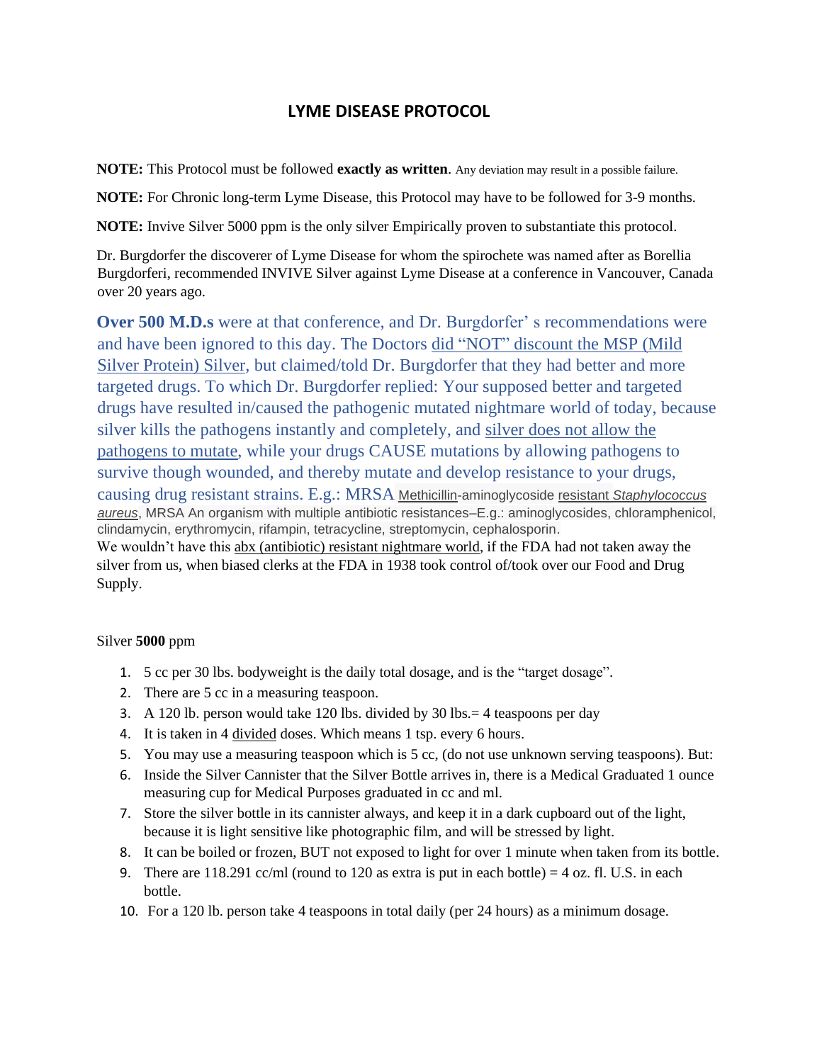# LYME DISEASE PROTOCOL

**NOTE:** This Protocol must be followed **exactly as written**. Any deviation may result in a possible failure.

**NOTE:** For Chronic long-term Lyme Disease, this Protocol may have to be followed for 3-9 months.

**NOTE:** Invive Silver 5000 ppm is the only silver Empirically proven to substantiate this protocol.

Dr. Burgdorfer the discoverer of Lyme Disease for whom the spirochete was named after as Borellia Burgdorferi, recommended INVIVE Silver against Lyme Disease at a conference in Vancouver, Canada over 20 years ago.

**Over 500 M.D.s** were at that conference, and Dr. Burgdorfer' s recommendations were and have been ignored to this day. The Doctors did "NOT" discount the MSP (Mild Silver Protein) Silver, but claimed/told Dr. Burgdorfer that they had better and more targeted drugs. To which Dr. Burgdorfer replied: Your supposed better and targeted drugs have resulted in/caused the pathogenic mutated nightmare world of today, because silver kills the pathogens instantly and completely, and silver does not allow the pathogens to mutate, while your drugs CAUSE mutations by allowing pathogens to survive though wounded, and thereby mutate and develop resistance to your drugs, causing drug resistant strains. E.g.: MRSA Methicillin-aminoglycoside resistant *Staphylococcus aureus*, MRSA An organism with multiple antibiotic resistances–E.g.: aminoglycosides, chloramphenicol, clindamycin, erythromycin, rifampin, tetracycline, streptomycin, cephalosporin.
We wouldn't have this abx (antibiotic) resistant nightmare world, if the FDA had not taken away the silver from us, when biased clerks at the FDA in 1938 took control of/took over our Food and Drug Supply.

Silver **5000** ppm

1. 5 cc per 30 lbs. bodyweight is the daily total dosage, and is the "target dosage".
2. There are 5 cc in a measuring teaspoon.
3. A 120 lb. person would take 120 lbs. divided by 30 lbs.= 4 teaspoons per day
4. It is taken in 4 divided doses. Which means 1 tsp. every 6 hours.
5. You may use a measuring teaspoon which is 5 cc, (do not use unknown serving teaspoons). But:
6. Inside the Silver Cannister that the Silver Bottle arrives in, there is a Medical Graduated 1 ounce measuring cup for Medical Purposes graduated in cc and ml.
7. Store the silver bottle in its cannister always, and keep it in a dark cupboard out of the light, because it is light sensitive like photographic film, and will be stressed by light.
8. It can be boiled or frozen, BUT not exposed to light for over 1 minute when taken from its bottle.
9. There are 118.291 cc/ml (round to 120 as extra is put in each bottle) = 4 oz. fl. U.S. in each bottle.
10. For a 120 lb. person take 4 teaspoons in total daily (per 24 hours) as a minimum dosage.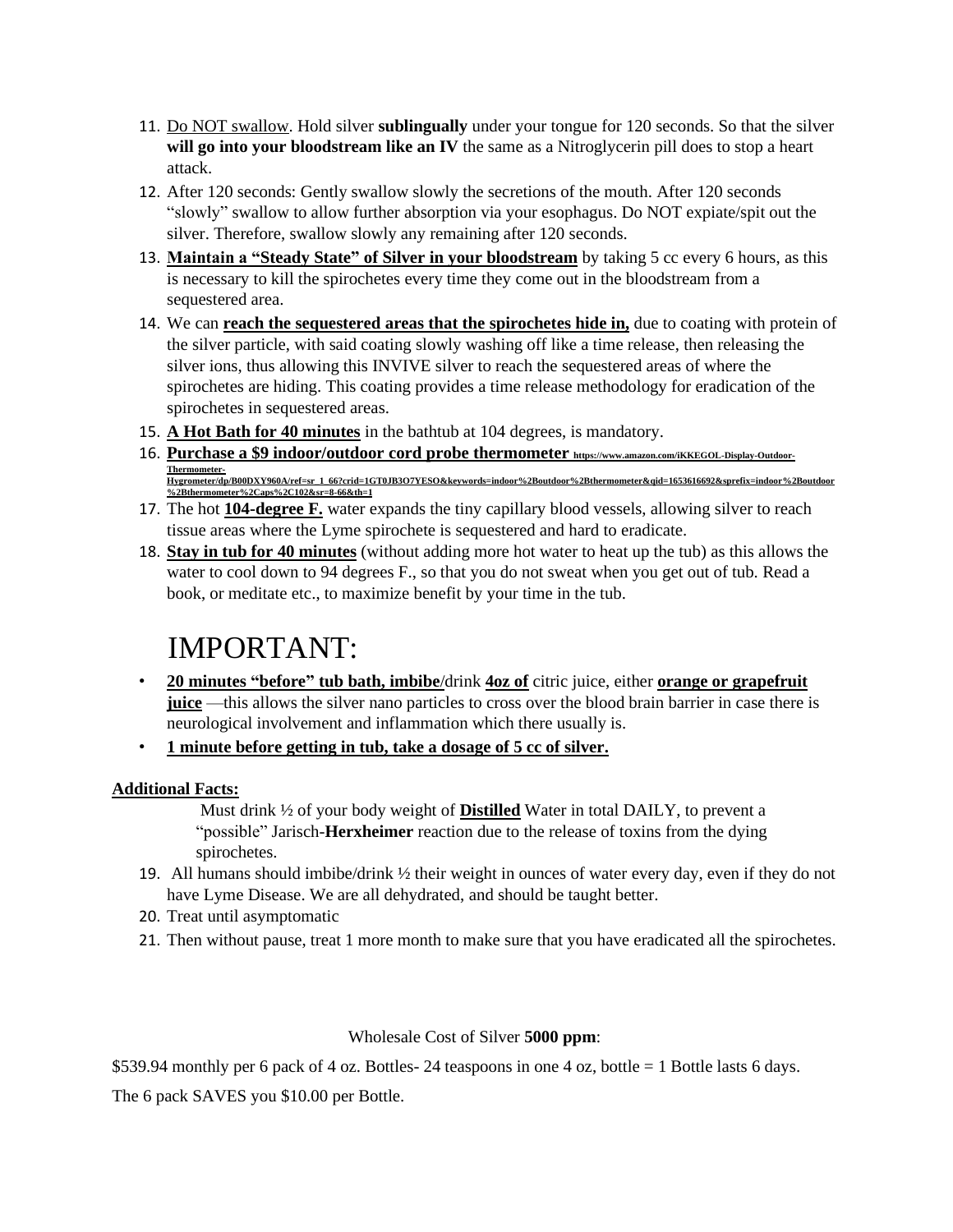11. <u>Do NOT swallow</u>. Hold silver **sublingually** under your tongue for 120 seconds. So that the silver **will go into your bloodstream like an IV** the same as a Nitroglycerin pill does to stop a heart attack.
12. After 120 seconds: Gently swallow slowly the secretions of the mouth. After 120 seconds "slowly" swallow to allow further absorption via your esophagus. Do NOT expiate/spit out the silver. Therefore, swallow slowly any remaining after 120 seconds.
13. **<u>Maintain a "Steady State" of Silver in your bloodstream</u>** by taking 5 cc every 6 hours, as this is necessary to kill the spirochetes every time they come out in the bloodstream from a sequestered area.
14. We can **<u>reach the sequestered areas that the spirochetes hide in,</u>** due to coating with protein of the silver particle, with said coating slowly washing off like a time release, then releasing the silver ions, thus allowing this INVIVE silver to reach the sequestered areas of where the spirochetes are hiding. This coating provides a time release methodology for eradication of the spirochetes in sequestered areas.
15. **<u>A Hot Bath for 40 minutes</u>** in the bathtub at 104 degrees, is mandatory.
16. **<u>Purchase a $9 indoor/outdoor cord probe thermometer</u>** **<u>https://www.amazon.com/iKKEGOL-Display-Outdoor-Thermometer-Hygrometer/dp/B00DXY960A/ref=sr_1_66?crid=1GT0JB3O7YESO&keywords=indoor%2Boutdoor%2Bthermometer&qid=1653616692&sprefix=indoor%2Boutdoor%2Bthermometer%2Caps%2C102&sr=8-66&th=1</u>**
17. The hot **<u>104-degree F.</u>** water expands the tiny capillary blood vessels, allowing silver to reach tissue areas where the Lyme spirochete is sequestered and hard to eradicate.
18. **<u>Stay in tub for 40 minutes</u>** (without adding more hot water to heat up the tub) as this allows the water to cool down to 94 degrees F., so that you do not sweat when you get out of tub. Read a book, or meditate etc., to maximize benefit by your time in the tub.

# IMPORTANT:

- **<u>20 minutes "before" tub bath, imbibe</u>**/drink **<u>4oz of</u>** citric juice, either **<u>orange or grapefruit juice</u>** —this allows the silver nano particles to cross over the blood brain barrier in case there is neurological involvement and inflammation which there usually is.
- **<u>1 minute before getting in tub, take a dosage of 5 cc of silver.</u>**

**<u>Additional Facts:</u>**

Must drink ½ of your body weight of **<u>Distilled</u>** Water in total DAILY, to prevent a "possible" Jarisch-**Herxheimer** reaction due to the release of toxins from the dying spirochetes.

19. All humans should imbibe/drink ½ their weight in ounces of water every day, even if they do not have Lyme Disease. We are all dehydrated, and should be taught better.
20. Treat until asymptomatic
21. Then without pause, treat 1 more month to make sure that you have eradicated all the spirochetes.

Wholesale Cost of Silver **5000 ppm**:

$539.94 monthly per 6 pack of 4 oz. Bottles- 24 teaspoons in one 4 oz, bottle = 1 Bottle lasts 6 days.

The 6 pack SAVES you $10.00 per Bottle.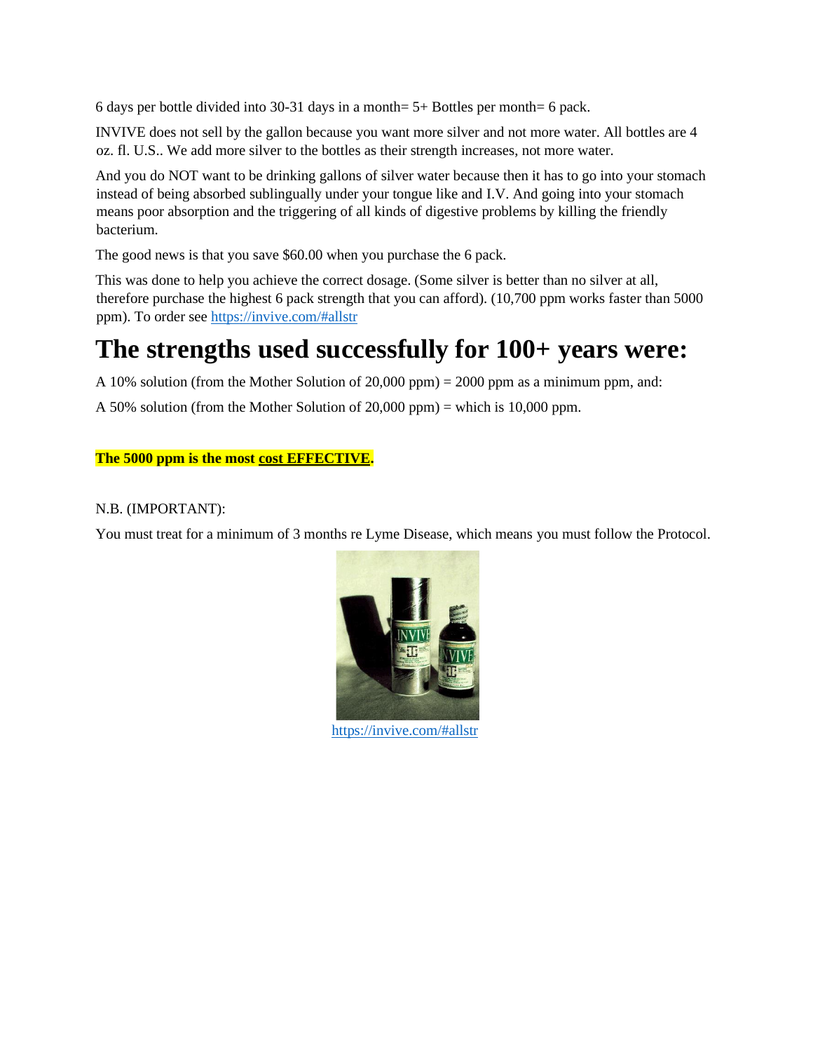6 days per bottle divided into 30-31 days in a month= 5+ Bottles per month= 6 pack.

INVIVE does not sell by the gallon because you want more silver and not more water. All bottles are 4 oz. fl. U.S.. We add more silver to the bottles as their strength increases, not more water.

And you do NOT want to be drinking gallons of silver water because then it has to go into your stomach instead of being absorbed sublingually under your tongue like and I.V. And going into your stomach means poor absorption and the triggering of all kinds of digestive problems by killing the friendly bacterium.

The good news is that you save $60.00 when you purchase the 6 pack.

This was done to help you achieve the correct dosage. (Some silver is better than no silver at all, therefore purchase the highest 6 pack strength that you can afford). (10,700 ppm works faster than 5000 ppm). To order see [https://invive.com/#allstr](https://invive.com/#allstr)

# The strengths used successfully for 100+ years were:

A 10% solution (from the Mother Solution of 20,000 ppm) = 2000 ppm as a minimum ppm, and:

A 50% solution (from the Mother Solution of 20,000 ppm) = which is 10,000 ppm.

**The 5000 ppm is the most cost EFFECTIVE.**

N.B. (IMPORTANT):

You must treat for a minimum of 3 months re Lyme Disease, which means you must follow the Protocol.

[https://invive.com/#allstr](https://invive.com/#allstr)